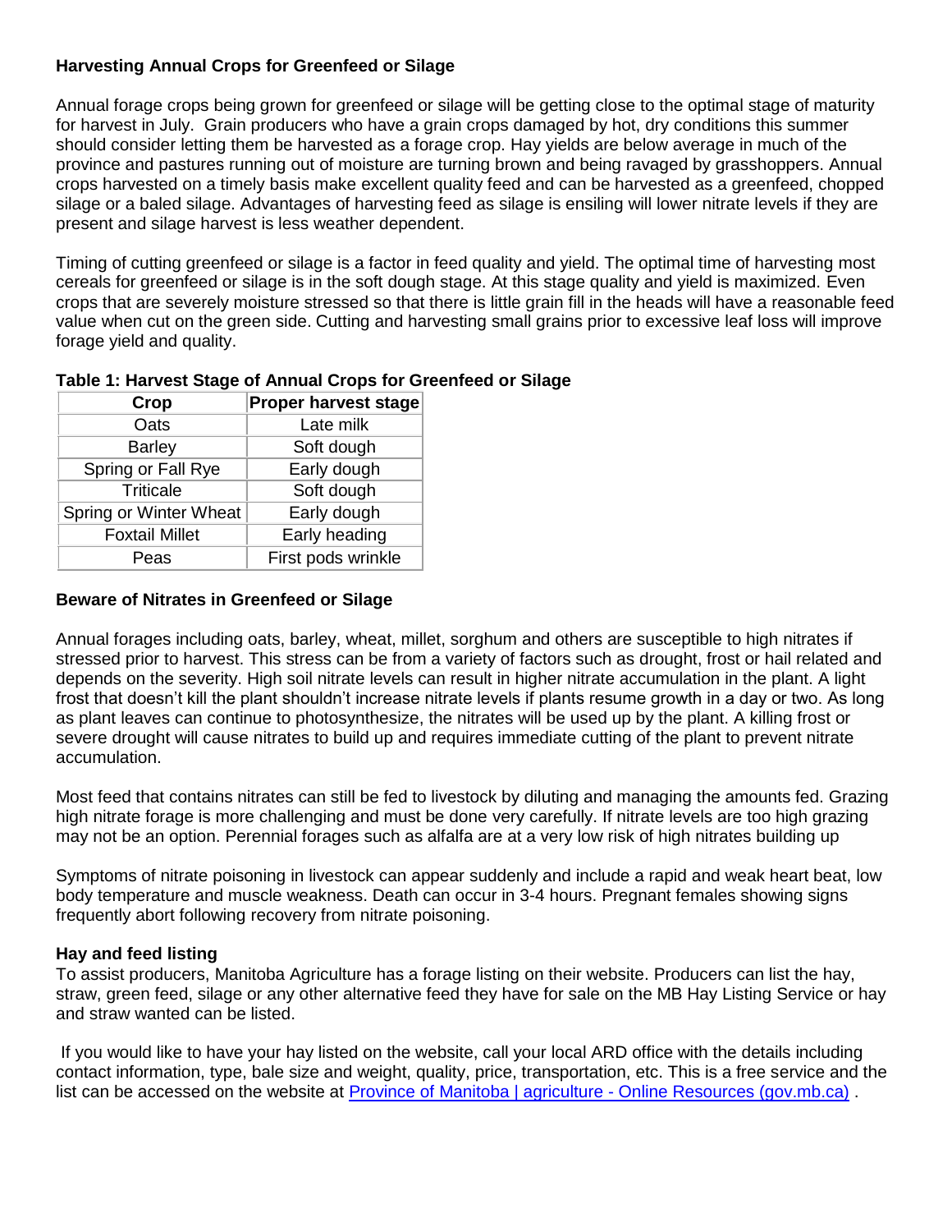**Harvesting Annual Crops for Greenfeed or Silage**

Annual forage crops being grown for greenfeed or silage will be getting close to the optimal stage of maturity for harvest in July. Grain producers who have a grain crops damaged by hot, dry conditions this summer should consider letting them be harvested as a forage crop. Hay yields are below average in much of the province and pastures running out of moisture are turning brown and being ravaged by grasshoppers. Annual crops harvested on a timely basis make excellent quality feed and can be harvested as a greenfeed, chopped silage or a baled silage. Advantages of harvesting feed as silage is ensiling will lower nitrate levels if they are present and silage harvest is less weather dependent.

Timing of cutting greenfeed or silage is a factor in feed quality and yield. The optimal time of harvesting most cereals for greenfeed or silage is in the soft dough stage. At this stage quality and yield is maximized. Even crops that are severely moisture stressed so that there is little grain fill in the heads will have a reasonable feed value when cut on the green side. Cutting and harvesting small grains prior to excessive leaf loss will improve forage yield and quality.

**Table 1: Harvest Stage of Annual Crops for Greenfeed or Silage**

| Crop | Proper harvest stage |
| --- | --- |
| Oats | Late milk |
| Barley | Soft dough |
| Spring or Fall Rye | Early dough |
| Triticale | Soft dough |
| Spring or Winter Wheat | Early dough |
| Foxtail Millet | Early heading |
| Peas | First pods wrinkle |

**Beware of Nitrates in Greenfeed or Silage**

Annual forages including oats, barley, wheat, millet, sorghum and others are susceptible to high nitrates if stressed prior to harvest. This stress can be from a variety of factors such as drought, frost or hail related and depends on the severity. High soil nitrate levels can result in higher nitrate accumulation in the plant. A light frost that doesn't kill the plant shouldn't increase nitrate levels if plants resume growth in a day or two. As long as plant leaves can continue to photosynthesize, the nitrates will be used up by the plant. A killing frost or severe drought will cause nitrates to build up and requires immediate cutting of the plant to prevent nitrate accumulation.

Most feed that contains nitrates can still be fed to livestock by diluting and managing the amounts fed. Grazing high nitrate forage is more challenging and must be done very carefully. If nitrate levels are too high grazing may not be an option. Perennial forages such as alfalfa are at a very low risk of high nitrates building up

Symptoms of nitrate poisoning in livestock can appear suddenly and include a rapid and weak heart beat, low body temperature and muscle weakness. Death can occur in 3-4 hours. Pregnant females showing signs frequently abort following recovery from nitrate poisoning.

**Hay and feed listing**

To assist producers, Manitoba Agriculture has a forage listing on their website. Producers can list the hay, straw, green feed, silage or any other alternative feed they have for sale on the MB Hay Listing Service or hay and straw wanted can be listed.

If you would like to have your hay listed on the website, call your local ARD office with the details including contact information, type, bale size and weight, quality, price, transportation, etc. This is a free service and the list can be accessed on the website at [Province of Manitoba | agriculture - Online Resources (gov.mb.ca)](https://www.gov.mb.ca) .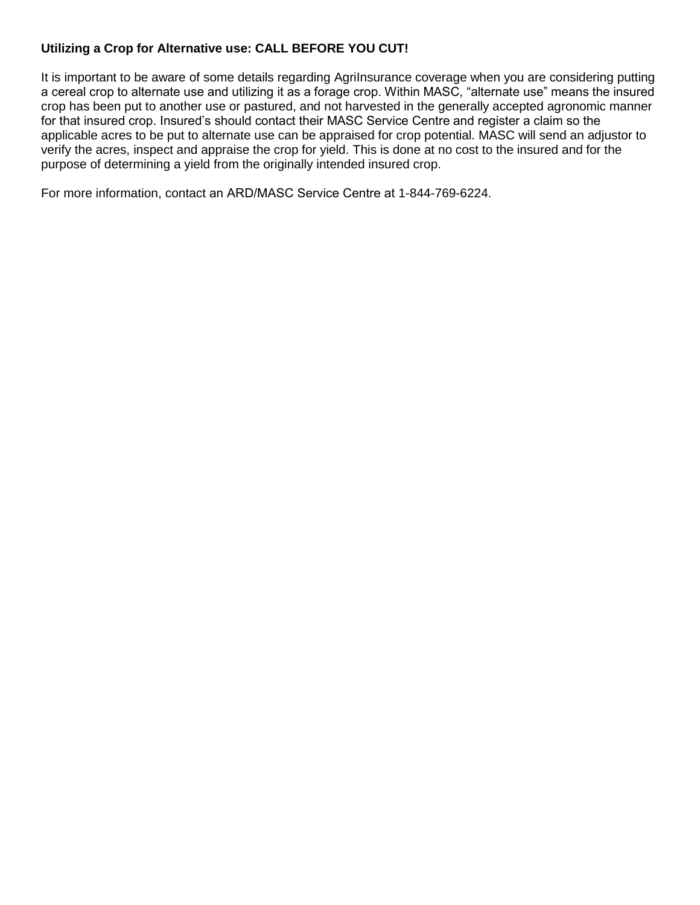**Utilizing a Crop for Alternative use: CALL BEFORE YOU CUT!**

It is important to be aware of some details regarding AgriInsurance coverage when you are considering putting a cereal crop to alternate use and utilizing it as a forage crop. Within MASC, "alternate use" means the insured crop has been put to another use or pastured, and not harvested in the generally accepted agronomic manner for that insured crop. Insured's should contact their MASC Service Centre and register a claim so the applicable acres to be put to alternate use can be appraised for crop potential. MASC will send an adjustor to verify the acres, inspect and appraise the crop for yield. This is done at no cost to the insured and for the purpose of determining a yield from the originally intended insured crop.

For more information, contact an ARD/MASC Service Centre at 1-844-769-6224.